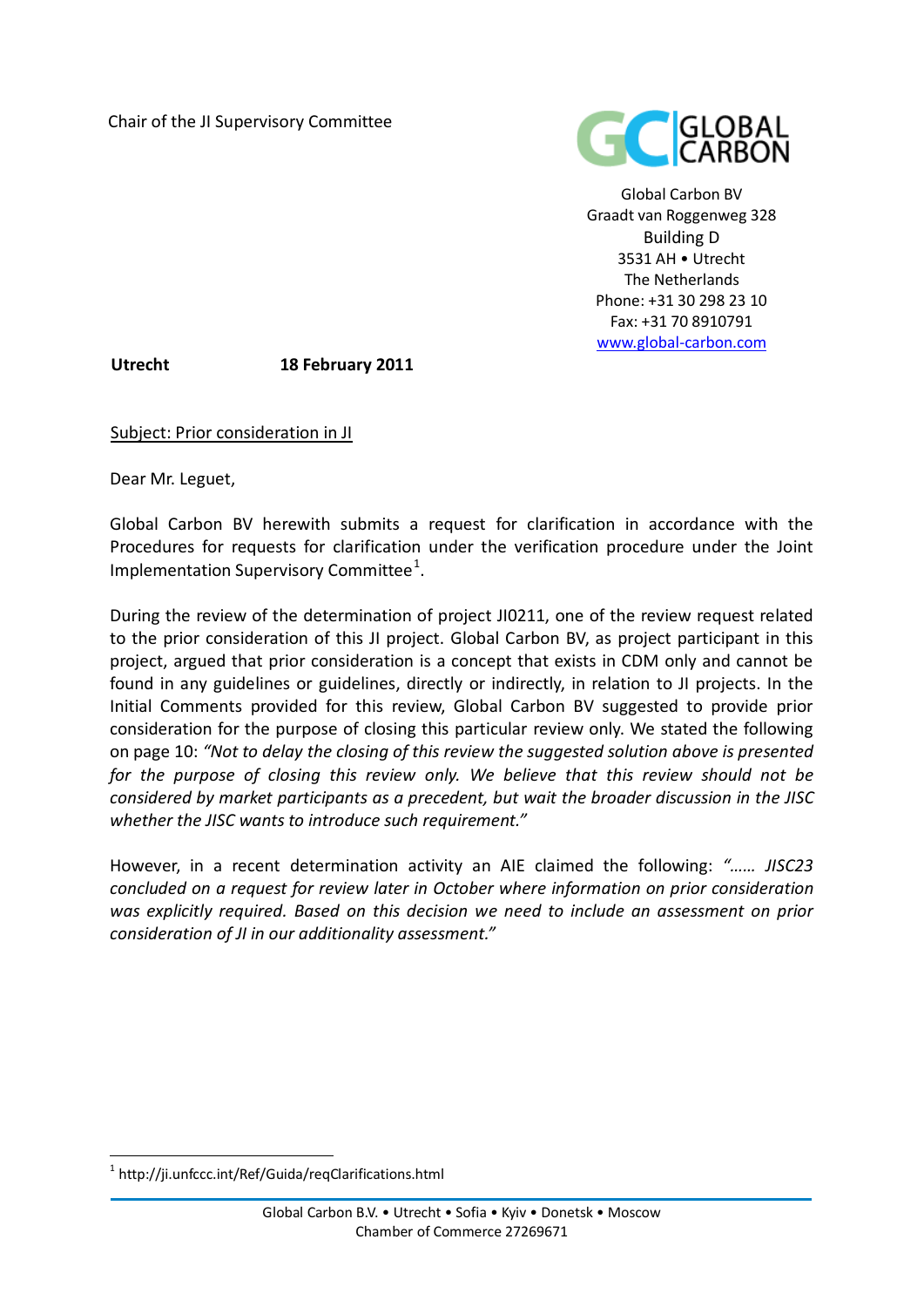Chair of the JI Supervisory Committee

GLOBAL CARBON

Global Carbon BV
Graadt van Roggenweg 328
Building D
3531 AH • Utrecht
The Netherlands
Phone: +31 30 298 23 10
Fax: +31 70 8910791
www.global-carbon.com

**Utrecht** **18 February 2011**

Subject: Prior consideration in JI

Dear Mr. Leguet,

Global Carbon BV herewith submits a request for clarification in accordance with the Procedures for requests for clarification under the verification procedure under the Joint Implementation Supervisory Committee[1].

During the review of the determination of project JI0211, one of the review request related to the prior consideration of this JI project. Global Carbon BV, as project participant in this project, argued that prior consideration is a concept that exists in CDM only and cannot be found in any guidelines or guidelines, directly or indirectly, in relation to JI projects. In the Initial Comments provided for this review, Global Carbon BV suggested to provide prior consideration for the purpose of closing this particular review only. We stated the following on page 10: *"Not to delay the closing of this review the suggested solution above is presented for the purpose of closing this review only. We believe that this review should not be considered by market participants as a precedent, but wait the broader discussion in the JISC whether the JISC wants to introduce such requirement."*

However, in a recent determination activity an AIE claimed the following: *"…… JISC23 concluded on a request for review later in October where information on prior consideration was explicitly required. Based on this decision we need to include an assessment on prior consideration of JI in our additionality assessment."*

[1] http://ji.unfccc.int/Ref/Guida/reqClarifications.html

Global Carbon B.V. • Utrecht • Sofia • Kyiv • Donetsk • Moscow
Chamber of Commerce 27269671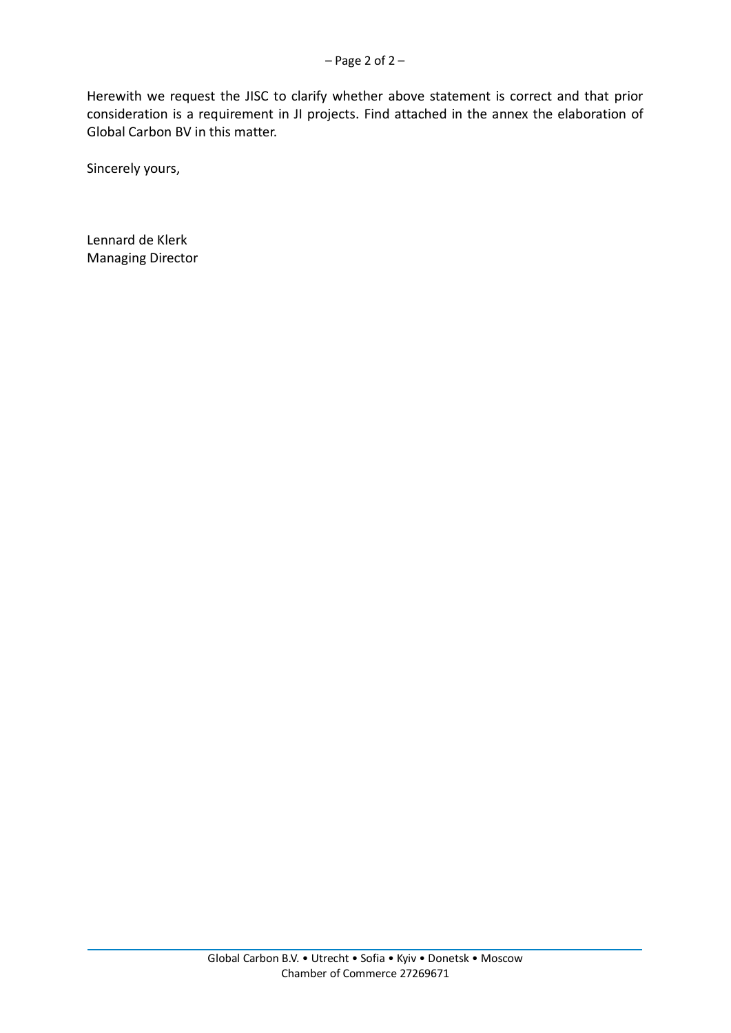Herewith we request the JISC to clarify whether above statement is correct and that prior consideration is a requirement in JI projects. Find attached in the annex the elaboration of Global Carbon BV in this matter.

Sincerely yours,

Lennard de Klerk
Managing Director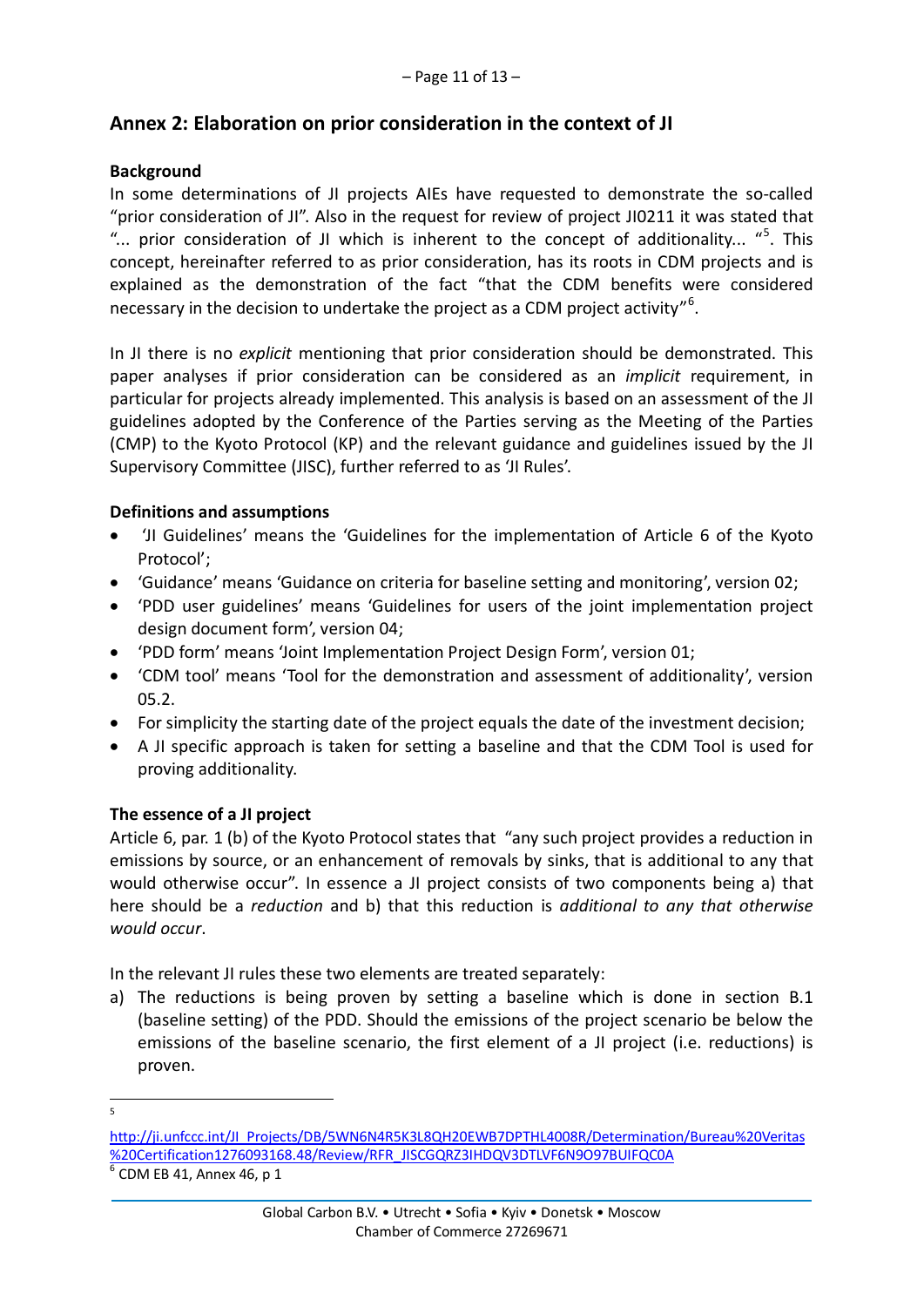## Annex 2: Elaboration on prior consideration in the context of JI

**Background**

In some determinations of JI projects AIEs have requested to demonstrate the so-called "prior consideration of JI". Also in the request for review of project JI0211 it was stated that "... prior consideration of JI which is inherent to the concept of additionality... "[5]. This concept, hereinafter referred to as prior consideration, has its roots in CDM projects and is explained as the demonstration of the fact "that the CDM benefits were considered necessary in the decision to undertake the project as a CDM project activity"[6].

In JI there is no *explicit* mentioning that prior consideration should be demonstrated. This paper analyses if prior consideration can be considered as an *implicit* requirement, in particular for projects already implemented. This analysis is based on an assessment of the JI guidelines adopted by the Conference of the Parties serving as the Meeting of the Parties (CMP) to the Kyoto Protocol (KP) and the relevant guidance and guidelines issued by the JI Supervisory Committee (JISC), further referred to as 'JI Rules'.

**Definitions and assumptions**

- 'JI Guidelines' means the 'Guidelines for the implementation of Article 6 of the Kyoto Protocol';
- 'Guidance' means 'Guidance on criteria for baseline setting and monitoring', version 02;
- 'PDD user guidelines' means 'Guidelines for users of the joint implementation project design document form', version 04;
- 'PDD form' means 'Joint Implementation Project Design Form', version 01;
- 'CDM tool' means 'Tool for the demonstration and assessment of additionality', version 05.2.
- For simplicity the starting date of the project equals the date of the investment decision;
- A JI specific approach is taken for setting a baseline and that the CDM Tool is used for proving additionality.

**The essence of a JI project**

Article 6, par. 1 (b) of the Kyoto Protocol states that "any such project provides a reduction in emissions by source, or an enhancement of removals by sinks, that is additional to any that would otherwise occur". In essence a JI project consists of two components being a) that here should be a *reduction* and b) that this reduction is *additional to any that otherwise would occur*.

In the relevant JI rules these two elements are treated separately:

a) The reductions is being proven by setting a baseline which is done in section B.1 (baseline setting) of the PDD. Should the emissions of the project scenario be below the emissions of the baseline scenario, the first element of a JI project (i.e. reductions) is proven.

---

[5] http://ji.unfccc.int/JI_Projects/DB/5WN6N4R5K3L8QH20EWB7DPTHL4008R/Determination/Bureau%20Veritas%20Certification1276093168.48/Review/RFR_JISCGQRZ3IHDQV3DTLVF6N9O97BUIFQC0A

[6] CDM EB 41, Annex 46, p 1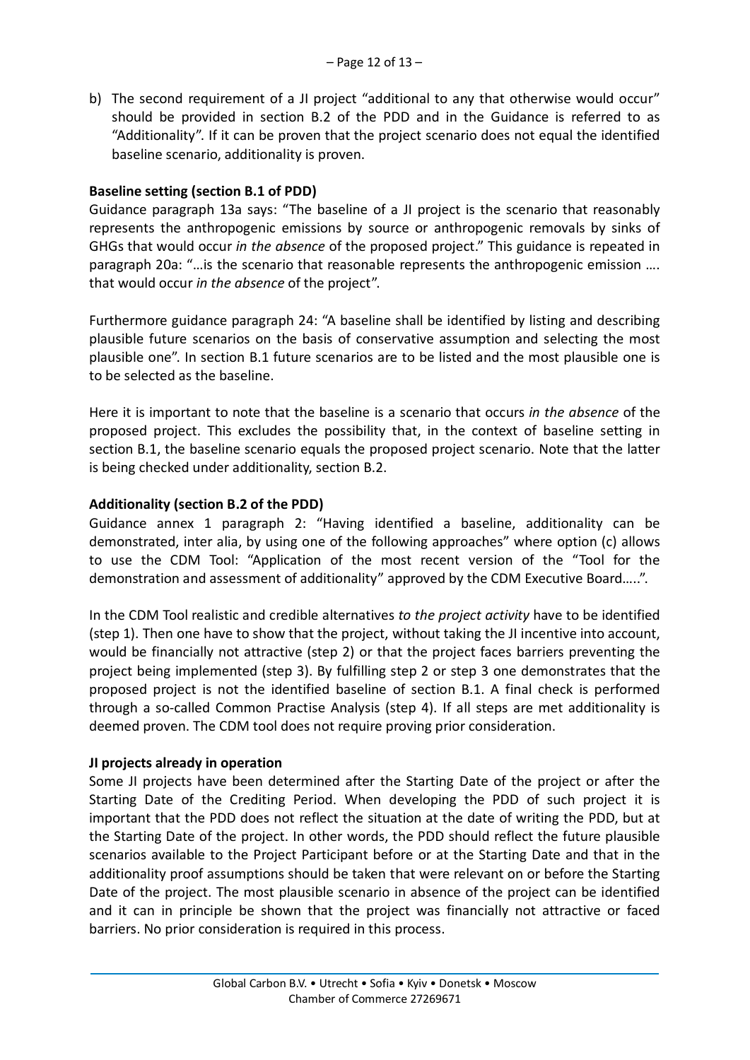b) The second requirement of a JI project "additional to any that otherwise would occur" should be provided in section B.2 of the PDD and in the Guidance is referred to as "Additionality". If it can be proven that the project scenario does not equal the identified baseline scenario, additionality is proven.

**Baseline setting (section B.1 of PDD)**

Guidance paragraph 13a says: "The baseline of a JI project is the scenario that reasonably represents the anthropogenic emissions by source or anthropogenic removals by sinks of GHGs that would occur *in the absence* of the proposed project." This guidance is repeated in paragraph 20a: "…is the scenario that reasonable represents the anthropogenic emission …. that would occur *in the absence* of the project".

Furthermore guidance paragraph 24: "A baseline shall be identified by listing and describing plausible future scenarios on the basis of conservative assumption and selecting the most plausible one". In section B.1 future scenarios are to be listed and the most plausible one is to be selected as the baseline.

Here it is important to note that the baseline is a scenario that occurs *in the absence* of the proposed project. This excludes the possibility that, in the context of baseline setting in section B.1, the baseline scenario equals the proposed project scenario. Note that the latter is being checked under additionality, section B.2.

**Additionality (section B.2 of the PDD)**

Guidance annex 1 paragraph 2: "Having identified a baseline, additionality can be demonstrated, inter alia, by using one of the following approaches" where option (c) allows to use the CDM Tool: "Application of the most recent version of the "Tool for the demonstration and assessment of additionality" approved by the CDM Executive Board…..".

In the CDM Tool realistic and credible alternatives *to the project activity* have to be identified (step 1). Then one have to show that the project, without taking the JI incentive into account, would be financially not attractive (step 2) or that the project faces barriers preventing the project being implemented (step 3). By fulfilling step 2 or step 3 one demonstrates that the proposed project is not the identified baseline of section B.1. A final check is performed through a so-called Common Practise Analysis (step 4). If all steps are met additionality is deemed proven. The CDM tool does not require proving prior consideration.

**JI projects already in operation**

Some JI projects have been determined after the Starting Date of the project or after the Starting Date of the Crediting Period. When developing the PDD of such project it is important that the PDD does not reflect the situation at the date of writing the PDD, but at the Starting Date of the project. In other words, the PDD should reflect the future plausible scenarios available to the Project Participant before or at the Starting Date and that in the additionality proof assumptions should be taken that were relevant on or before the Starting Date of the project. The most plausible scenario in absence of the project can be identified and it can in principle be shown that the project was financially not attractive or faced barriers. No prior consideration is required in this process.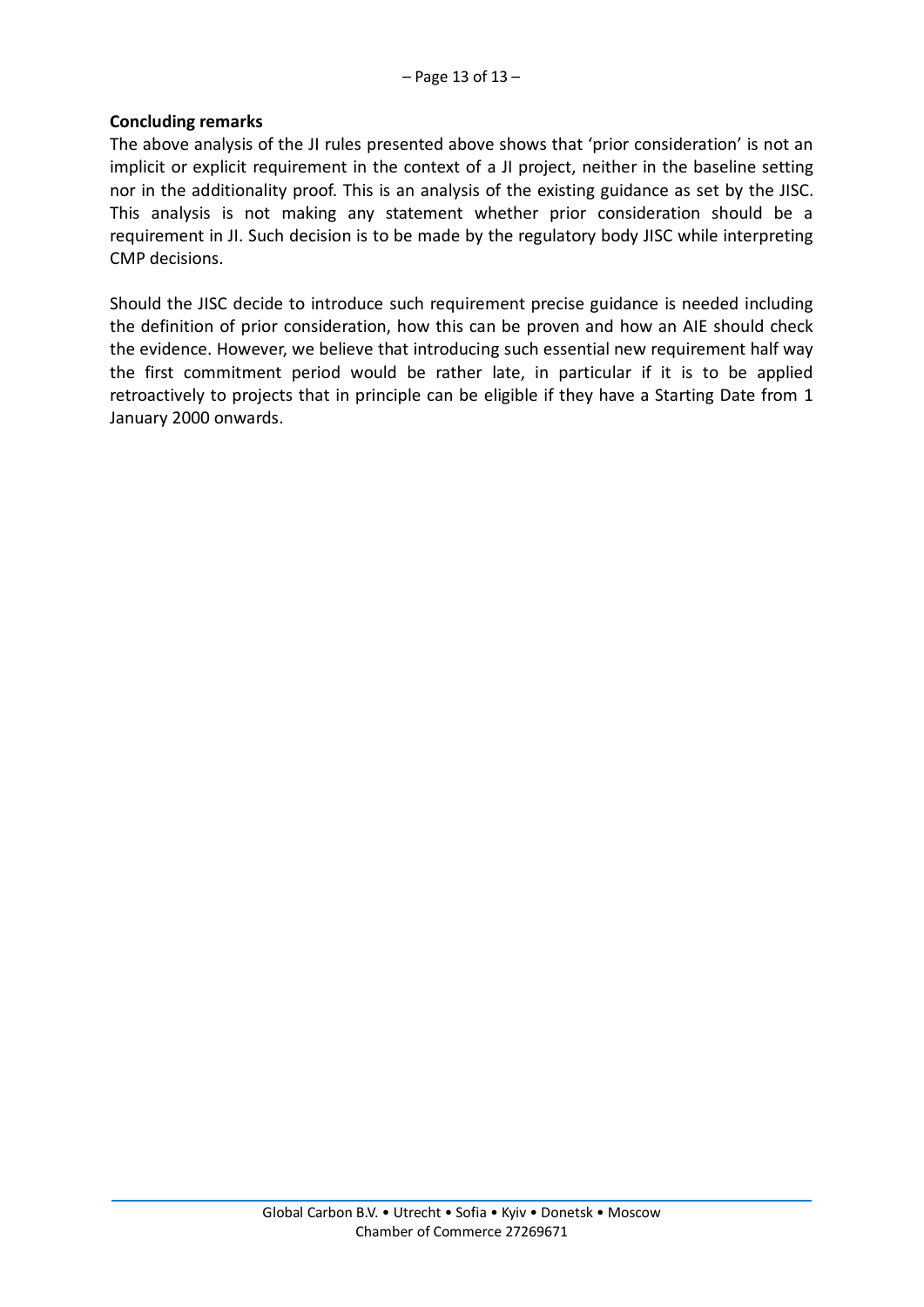**Concluding remarks**

The above analysis of the JI rules presented above shows that ‘prior consideration’ is not an implicit or explicit requirement in the context of a JI project, neither in the baseline setting nor in the additionality proof. This is an analysis of the existing guidance as set by the JISC. This analysis is not making any statement whether prior consideration should be a requirement in JI. Such decision is to be made by the regulatory body JISC while interpreting CMP decisions.

Should the JISC decide to introduce such requirement precise guidance is needed including the definition of prior consideration, how this can be proven and how an AIE should check the evidence. However, we believe that introducing such essential new requirement half way the first commitment period would be rather late, in particular if it is to be applied retroactively to projects that in principle can be eligible if they have a Starting Date from 1 January 2000 onwards.